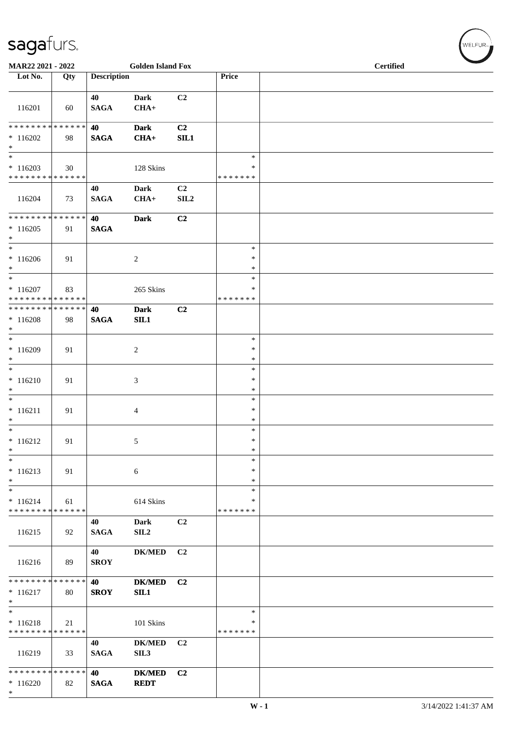sagafurs.

MAR22 2021 - 2022 | Golden Island Fox | Certified

| Lot No. | Qty | Description | | | Price | |
|---|---|---|---|---|---|---|
| 116201 | 60 | 40 SAGA | Dark CHA+ | C2 | | |
| * * * * * * * * * * * * * * 116202 * | 98 | 40 SAGA | Dark CHA+ | C2 SIL1 | | |
| * * 116203 * * * * * * * * * * * * * * | 30 | | 128 Skins | | * * * * * * * * * | |
| 116204 | 73 | 40 SAGA | Dark CHA+ | C2 SIL2 | | |
| * * * * * * * * * * * * * * 116205 * | 91 | 40 SAGA | Dark | C2 | | |
| * * 116206 * | 91 | | 2 | | * * * | |
| * * 116207 * * * * * * * * * * * * * * | 83 | | 265 Skins | | * * * * * * * * * | |
| * * * * * * * * * * * * * * 116208 * | 98 | 40 SAGA | Dark SIL1 | C2 | | |
| * * 116209 * | 91 | | 2 | | * * * | |
| * * 116210 * | 91 | | 3 | | * * * | |
| * * 116211 * | 91 | | 4 | | * * * | |
| * * 116212 * | 91 | | 5 | | * * * | |
| * * 116213 * | 91 | | 6 | | * * * | |
| * * 116214 * * * * * * * * * * * * * * | 61 | | 614 Skins | | * * * * * * * * * | |
| 116215 | 92 | 40 SAGA | Dark SIL2 | C2 | | |
| 116216 | 89 | 40 SROY | DK/MED | C2 | | |
| * * * * * * * * * * * * * * 116217 * | 80 | 40 SROY | DK/MED SIL1 | C2 | | |
| * * 116218 * * * * * * * * * * * * * * | 21 | | 101 Skins | | * * * * * * * * * | |
| 116219 | 33 | 40 SAGA | DK/MED SIL3 | C2 | | |
| * * * * * * * * * * * * * * 116220 * | 82 | 40 SAGA | DK/MED REDT | C2 | | |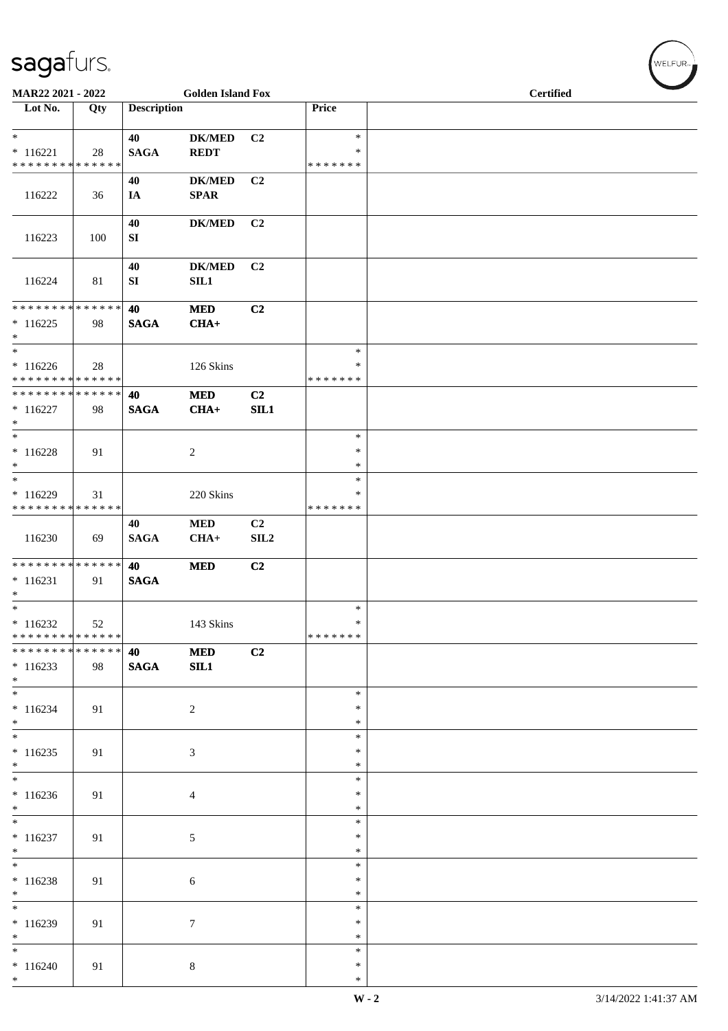MAR22 2021 - 2022 | Golden Island Fox | Certified

| Lot No. | Qty | Description | | | Price | |
|---|---|---|---|---|---|---|
| * | | 40 | DK/MED | C2 | * | |
| * 116221 | 28 | SAGA | REDT | | * | |
| * * * * * * * * * * * * * * | | | | | * * * * * * * | |
| | | 40 | DK/MED | C2 | | |
| 116222 | 36 | IA | SPAR | | | |
| | | 40 | DK/MED | C2 | | |
| 116223 | 100 | SI | | | | |
| | | 40 | DK/MED | C2 | | |
| 116224 | 81 | SI | SIL1 | | | |
| * * * * * * * * * * * * * * | | 40 | MED | C2 | | |
| * 116225 | 98 | SAGA | CHA+ | | | |
| * | | | | | | |
| * | | | | | * | |
| * 116226 | 28 | | 126 Skins | | * | |
| * * * * * * * * * * * * * * | | | | | * * * * * * * | |
| * * * * * * * * * * * * * * | | 40 | MED | C2 | | |
| * 116227 | 98 | SAGA | CHA+ | SIL1 | | |
| * | | | | | | |
| * | | | | | * | |
| * 116228 | 91 | | 2 | | * | |
| * | | | | | * | |
| * | | | | | * | |
| * 116229 | 31 | | 220 Skins | | * | |
| * * * * * * * * * * * * * * | | | | | * * * * * * * | |
| | | 40 | MED | C2 | | |
| 116230 | 69 | SAGA | CHA+ | SIL2 | | |
| * * * * * * * * * * * * * * | | 40 | MED | C2 | | |
| * 116231 | 91 | SAGA | | | | |
| * | | | | | | |
| * | | | | | * | |
| * 116232 | 52 | | 143 Skins | | * | |
| * * * * * * * * * * * * * * | | | | | * * * * * * * | |
| * * * * * * * * * * * * * * | | 40 | MED | C2 | | |
| * 116233 | 98 | SAGA | SIL1 | | | |
| * | | | | | | |
| * | | | | | * | |
| * 116234 | 91 | | 2 | | * | |
| * | | | | | * | |
| * | | | | | * | |
| * 116235 | 91 | | 3 | | * | |
| * | | | | | * | |
| * | | | | | * | |
| * 116236 | 91 | | 4 | | * | |
| * | | | | | * | |
| * | | | | | * | |
| * 116237 | 91 | | 5 | | * | |
| * | | | | | * | |
| * | | | | | * | |
| * 116238 | 91 | | 6 | | * | |
| * | | | | | * | |
| * | | | | | * | |
| * 116239 | 91 | | 7 | | * | |
| * | | | | | * | |
| * | | | | | * | |
| * 116240 | 91 | | 8 | | * | |
| * | | | | | * | |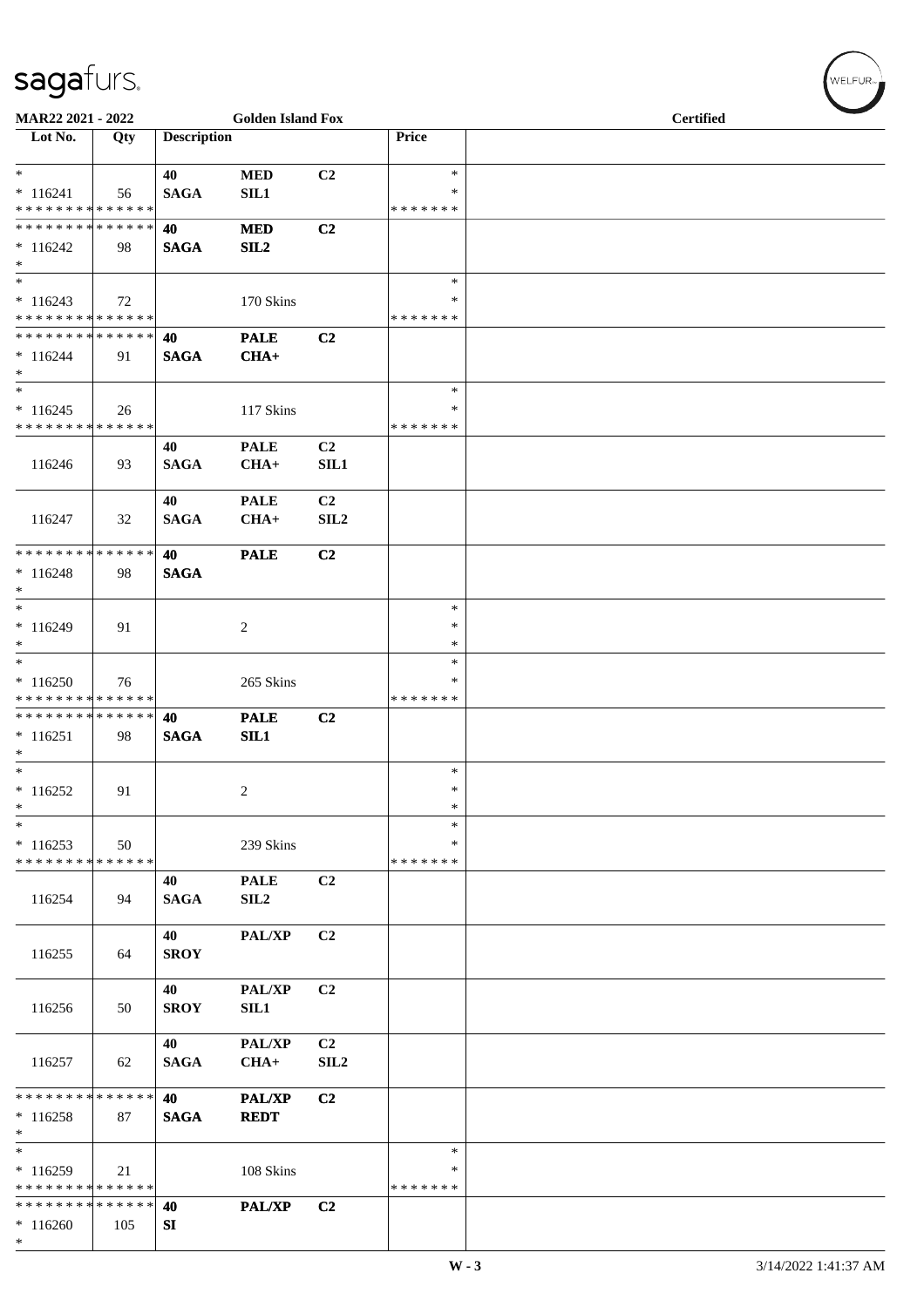MAR22 2021 - 2022 | Golden Island Fox | Certified

| Lot No. | Qty | Description | | | Price | |
|---|---|---|---|---|---|---|
| * | | 40 | MED | C2 | * | |
| * 116241 | 56 | SAGA | SIL1 | | * | |
| * * * * * * * * * * * * * * | | | | | * * * * * * * | |
| * * * * * * * * * * * * * * | | 40 | MED | C2 | | |
| * 116242 | 98 | SAGA | SIL2 | | | |
| * | | | | | | |
| * | | | | | * | |
| * 116243 | 72 | | 170 Skins | | * | |
| * * * * * * * * * * * * * * | | | | | * * * * * * * | |
| * * * * * * * * * * * * * * | | 40 | PALE | C2 | | |
| * 116244 | 91 | SAGA | CHA+ | | | |
| * | | | | | | |
| * | | | | | * | |
| * 116245 | 26 | | 117 Skins | | * | |
| * * * * * * * * * * * * * * | | | | | * * * * * * * | |
| | | 40 | PALE | C2 | | |
| 116246 | 93 | SAGA | CHA+ | SIL1 | | |
| | | 40 | PALE | C2 | | |
| 116247 | 32 | SAGA | CHA+ | SIL2 | | |
| * * * * * * * * * * * * * * | | 40 | PALE | C2 | | |
| * 116248 | 98 | SAGA | | | | |
| * | | | | | | |
| * | | | | | * | |
| * 116249 | 91 | | 2 | | * | |
| * | | | | | * | |
| * | | | | | * | |
| * 116250 | 76 | | 265 Skins | | * | |
| * * * * * * * * * * * * * * | | | | | * * * * * * * | |
| * * * * * * * * * * * * * * | | 40 | PALE | C2 | | |
| * 116251 | 98 | SAGA | SIL1 | | | |
| * | | | | | | |
| * | | | | | * | |
| * 116252 | 91 | | 2 | | * | |
| * | | | | | * | |
| * | | | | | * | |
| * 116253 | 50 | | 239 Skins | | * | |
| * * * * * * * * * * * * * * | | | | | * * * * * * * | |
| | | 40 | PALE | C2 | | |
| 116254 | 94 | SAGA | SIL2 | | | |
| | | 40 | PAL/XP | C2 | | |
| 116255 | 64 | SROY | | | | |
| | | 40 | PAL/XP | C2 | | |
| 116256 | 50 | SROY | SIL1 | | | |
| | | 40 | PAL/XP | C2 | | |
| 116257 | 62 | SAGA | CHA+ | SIL2 | | |
| * * * * * * * * * * * * * * | | 40 | PAL/XP | C2 | | |
| * 116258 | 87 | SAGA | REDT | | | |
| * | | | | | | |
| * | | | | | * | |
| * 116259 | 21 | | 108 Skins | | * | |
| * * * * * * * * * * * * * * | | | | | * * * * * * * | |
| * * * * * * * * * * * * * * | | 40 | PAL/XP | C2 | | |
| * 116260 | 105 | SI | | | | |
| * | | | | | | |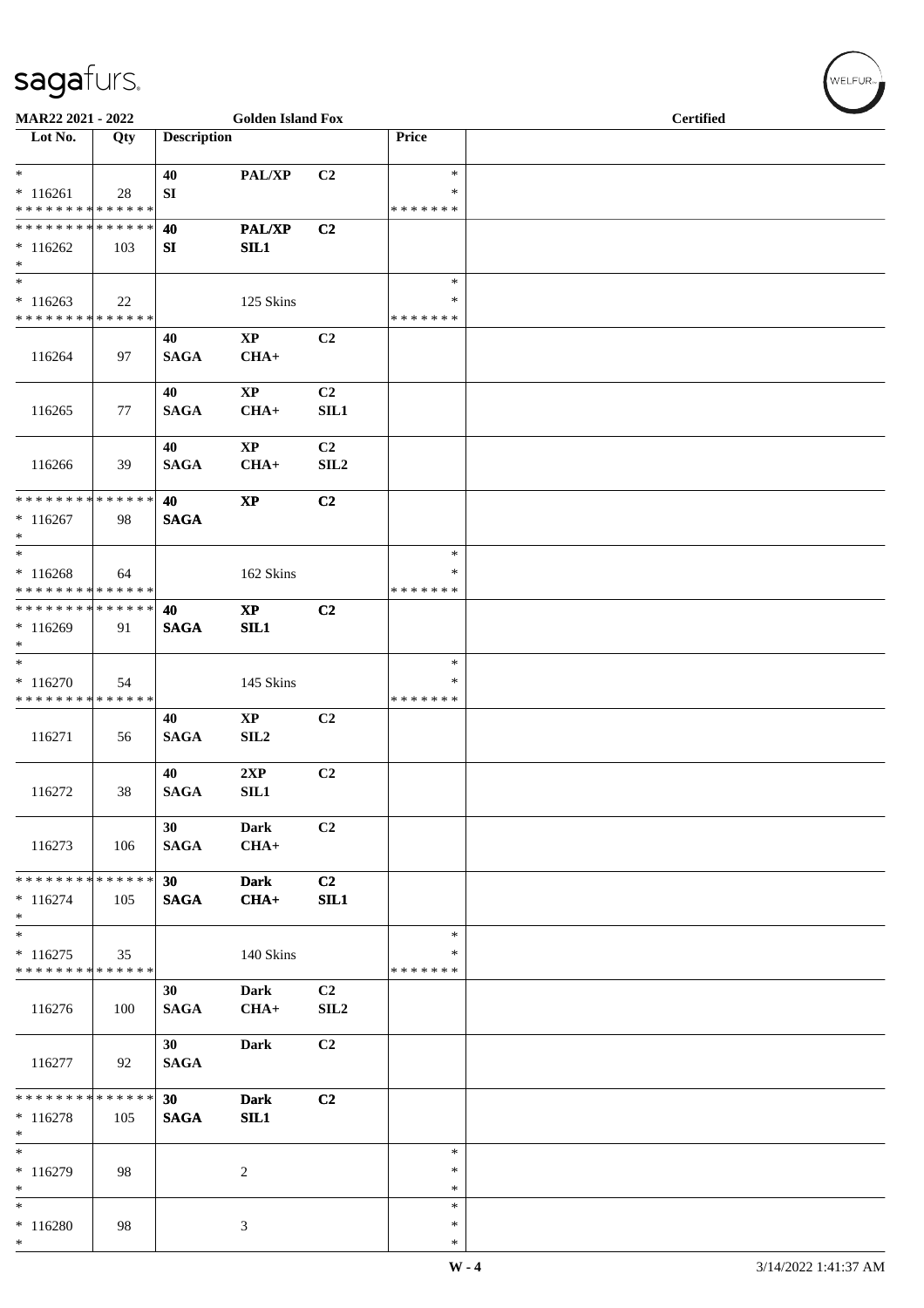sagafurs.

MAR22 2021 - 2022 | Golden Island Fox | Certified

| Lot No. | Qty | Description | | | Price | |
|---|---|---|---|---|---|---|
| * | | 40 | PAL/XP | C2 | * | |
| * 116261 | 28 | SI | | | * | |
| * * * * * * * * * * * * * * | | | | | * * * * * * * | |
| * * * * * * * * * * * * * * | | 40 | PAL/XP | C2 | | |
| * 116262 | 103 | SI | SIL1 | | | |
| * | | | | | | |
| * | | | | | * | |
| * 116263 | 22 | | 125 Skins | | * | |
| * * * * * * * * * * * * * * | | | | | * * * * * * * | |
| | | 40 | XP | C2 | | |
| 116264 | 97 | SAGA | CHA+ | | | |
| | | 40 | XP | C2 | | |
| 116265 | 77 | SAGA | CHA+ | SIL1 | | |
| | | 40 | XP | C2 | | |
| 116266 | 39 | SAGA | CHA+ | SIL2 | | |
| * * * * * * * * * * * * * * | | 40 | XP | C2 | | |
| * 116267 | 98 | SAGA | | | | |
| * | | | | | | |
| * | | | | | * | |
| * 116268 | 64 | | 162 Skins | | * | |
| * * * * * * * * * * * * * * | | | | | * * * * * * * | |
| * * * * * * * * * * * * * * | | 40 | XP | C2 | | |
| * 116269 | 91 | SAGA | SIL1 | | | |
| * | | | | | | |
| * | | | | | * | |
| * 116270 | 54 | | 145 Skins | | * | |
| * * * * * * * * * * * * * * | | | | | * * * * * * * | |
| | | 40 | XP | C2 | | |
| 116271 | 56 | SAGA | SIL2 | | | |
| | | 40 | 2XP | C2 | | |
| 116272 | 38 | SAGA | SIL1 | | | |
| | | 30 | Dark | C2 | | |
| 116273 | 106 | SAGA | CHA+ | | | |
| * * * * * * * * * * * * * * | | 30 | Dark | C2 | | |
| * 116274 | 105 | SAGA | CHA+ | SIL1 | | |
| * | | | | | | |
| * | | | | | * | |
| * 116275 | 35 | | 140 Skins | | * | |
| * * * * * * * * * * * * * * | | | | | * * * * * * * | |
| | | 30 | Dark | C2 | | |
| 116276 | 100 | SAGA | CHA+ | SIL2 | | |
| | | 30 | Dark | C2 | | |
| 116277 | 92 | SAGA | | | | |
| * * * * * * * * * * * * * * | | 30 | Dark | C2 | | |
| * 116278 | 105 | SAGA | SIL1 | | | |
| * | | | | | | |
| * | | | | | * | |
| * 116279 | 98 | | 2 | | * | |
| * | | | | | * | |
| * | | | | | * | |
| * 116280 | 98 | | 3 | | * | |
| * | | | | | * | |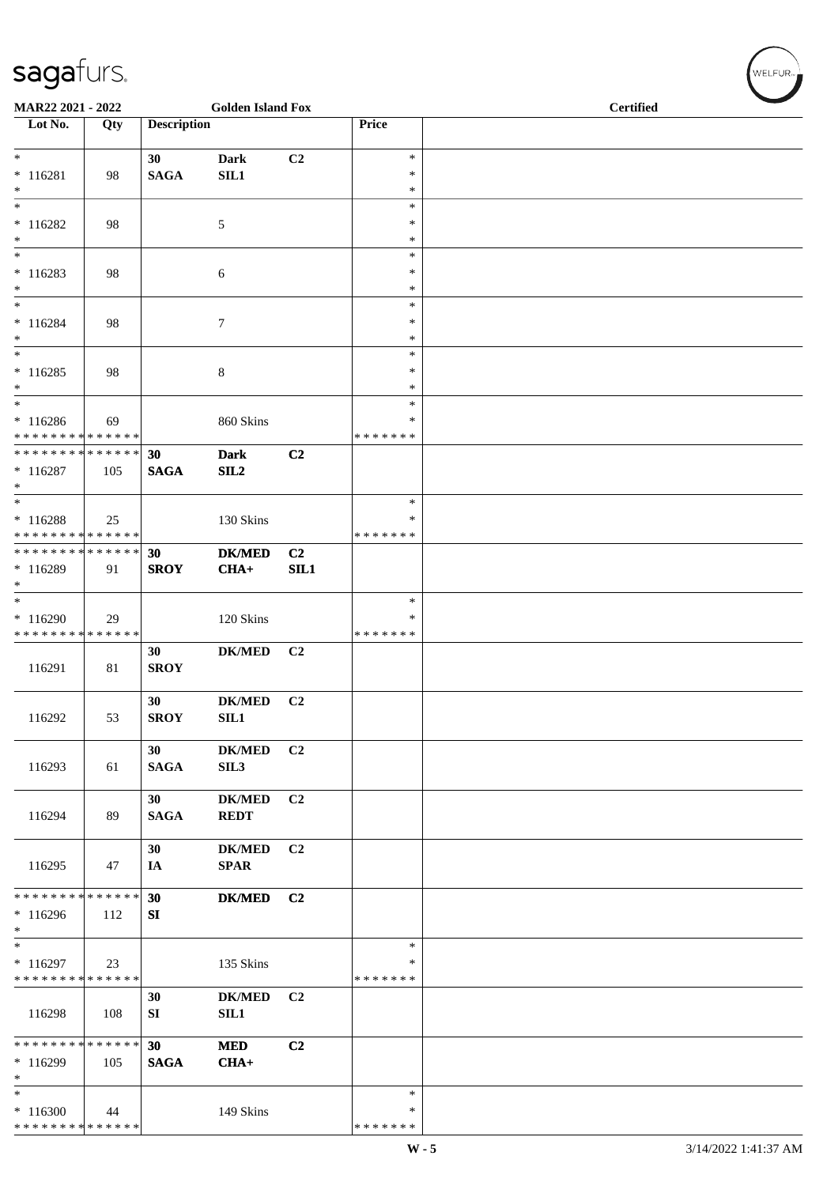MAR22 2021 - 2022 | Golden Island Fox | Certified

| Lot No. | Qty | Description | | | Price | |
|---|---|---|---|---|---|---|
| * 116281 * | 98 | 30 SAGA | Dark SIL1 | C2 | * * * | |
| * 116282 * | 98 | | 5 | | * * * | |
| * 116283 * | 98 | | 6 | | * * * | |
| * 116284 * | 98 | | 7 | | * * * | |
| * 116285 * | 98 | | 8 | | * * * | |
| * 116286 * * * * * * * * * * * * * * | 69 | | 860 Skins | | * * * * * * * * * | |
| * * * * * * * * * * * * * * 116287 * | 105 | 30 SAGA | Dark SIL2 | C2 | | |
| * 116288 * * * * * * * * * * * * * * | 25 | | 130 Skins | | * * * * * * * * | |
| * * * * * * * * * * * * * * 116289 * | 91 | 30 SROY | DK/MED CHA+ | C2 SIL1 | | |
| * 116290 * * * * * * * * * * * * * * | 29 | | 120 Skins | | * * * * * * * * | |
| 116291 | 81 | 30 SROY | DK/MED | C2 | | |
| 116292 | 53 | 30 SROY | DK/MED SIL1 | C2 | | |
| 116293 | 61 | 30 SAGA | DK/MED SIL3 | C2 | | |
| 116294 | 89 | 30 SAGA | DK/MED REDT | C2 | | |
| 116295 | 47 | 30 IA | DK/MED SPAR | C2 | | |
| * * * * * * * * * * * * * * 116296 * | 112 | 30 SI | DK/MED | C2 | | |
| * 116297 * * * * * * * * * * * * * * | 23 | | 135 Skins | | * * * * * * * * | |
| 116298 | 108 | 30 SI | DK/MED SIL1 | C2 | | |
| * * * * * * * * * * * * * * 116299 * | 105 | 30 SAGA | MED CHA+ | C2 | | |
| * 116300 * * * * * * * * * * * * * * | 44 | | 149 Skins | | * * * * * * * * | |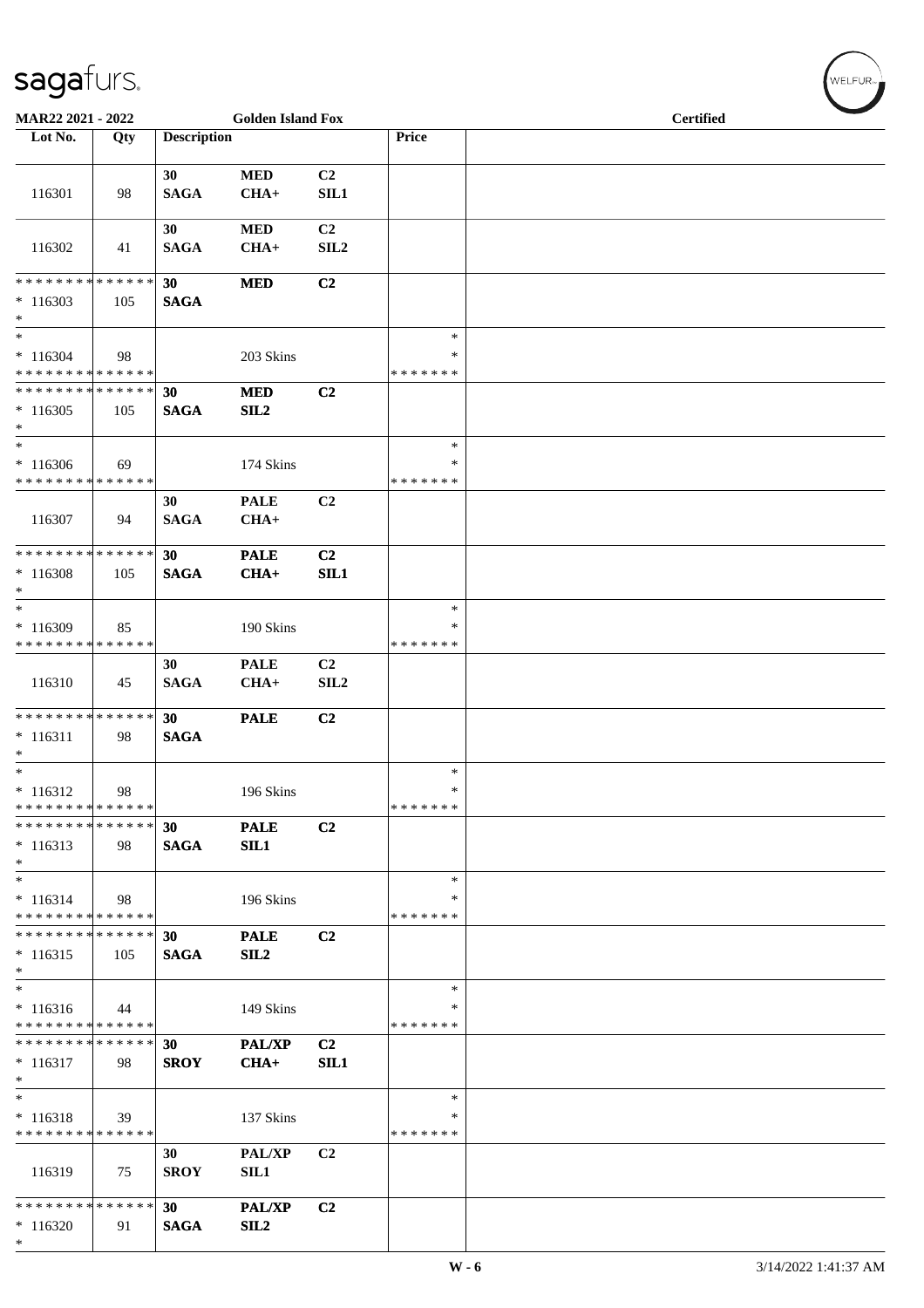MAR22 2021 - 2022 | Golden Island Fox | Certified

| Lot No. | Qty | Description | | | Price | |
|---|---|---|---|---|---|---|
| 116301 | 98 | 30 SAGA | MED CHA+ | C2 SIL1 | | |
| 116302 | 41 | 30 SAGA | MED CHA+ | C2 SIL2 | | |
| * * * * * * * * * * * * * * * 116303 * | 105 | 30 SAGA | MED | C2 | | |
| * * 116304 * * * * * * * * * * * * * * | 98 | | 203 Skins | | * * * * * * * * * | |
| * * * * * * * * * * * * * * * 116305 * | 105 | 30 SAGA | MED SIL2 | C2 | | |
| * * 116306 * * * * * * * * * * * * * * | 69 | | 174 Skins | | * * * * * * * * * | |
| 116307 | 94 | 30 SAGA | PALE CHA+ | C2 | | |
| * * * * * * * * * * * * * * * 116308 * | 105 | 30 SAGA | PALE CHA+ | C2 SIL1 | | |
| * * 116309 * * * * * * * * * * * * * * | 85 | | 190 Skins | | * * * * * * * * * | |
| 116310 | 45 | 30 SAGA | PALE CHA+ | C2 SIL2 | | |
| * * * * * * * * * * * * * * * 116311 * | 98 | 30 SAGA | PALE | C2 | | |
| * * 116312 * * * * * * * * * * * * * * | 98 | | 196 Skins | | * * * * * * * * * | |
| * * * * * * * * * * * * * * * 116313 * | 98 | 30 SAGA | PALE SIL1 | C2 | | |
| * * 116314 * * * * * * * * * * * * * * | 98 | | 196 Skins | | * * * * * * * * * | |
| * * * * * * * * * * * * * * * 116315 * | 105 | 30 SAGA | PALE SIL2 | C2 | | |
| * * 116316 * * * * * * * * * * * * * * | 44 | | 149 Skins | | * * * * * * * * * | |
| * * * * * * * * * * * * * * * 116317 * | 98 | 30 SROY | PAL/XP CHA+ | C2 SIL1 | | |
| * * 116318 * * * * * * * * * * * * * * | 39 | | 137 Skins | | * * * * * * * * * | |
| 116319 | 75 | 30 SROY | PAL/XP SIL1 | C2 | | |
| * * * * * * * * * * * * * * * 116320 * | 91 | 30 SAGA | PAL/XP SIL2 | C2 | | |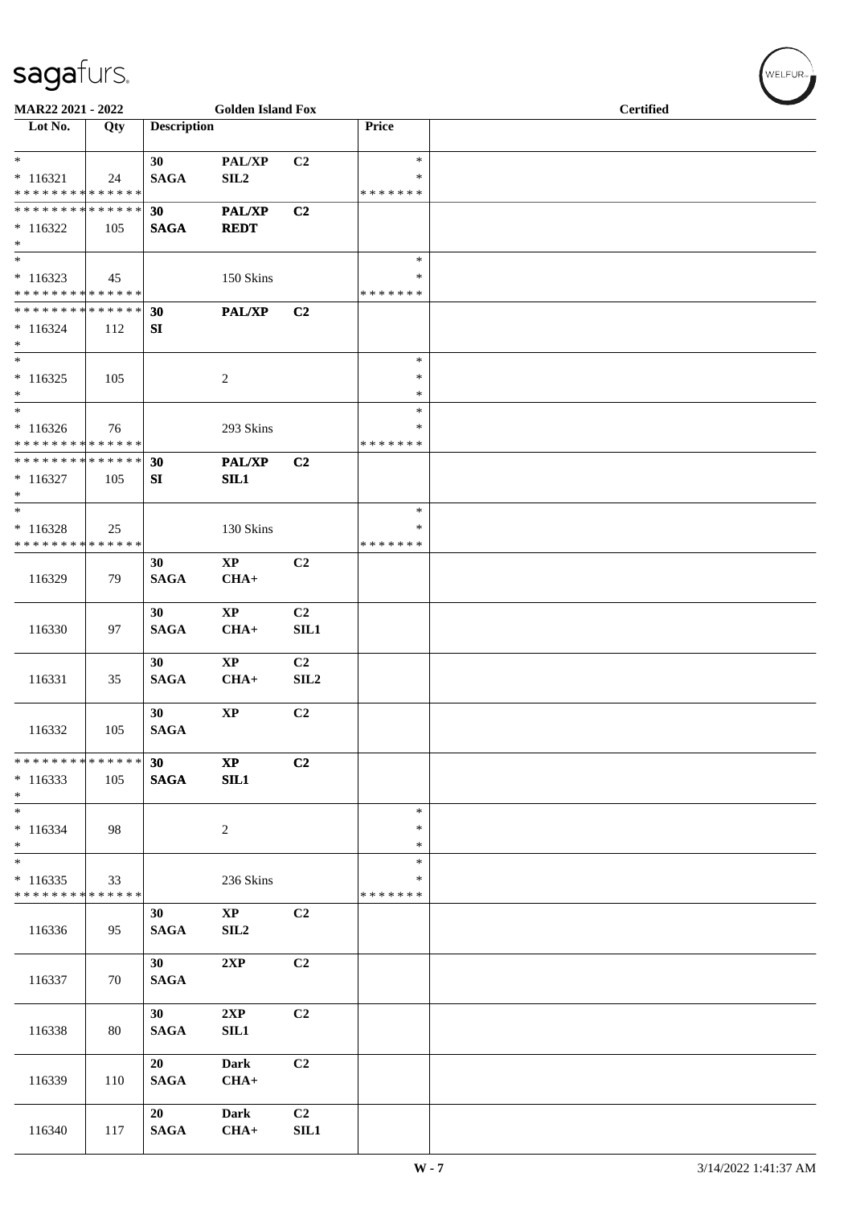MAR22 2021 - 2022 — Golden Island Fox — Certified

| Lot No. | Qty | Description | | | Price | |
|---|---|---|---|---|---|---|
| * <br> * 116321 <br> * * * * * * * * * * * * * * | 24 | 30 <br> SAGA | PAL/XP <br> SIL2 | C2 | * <br> * <br> * * * * * * * | |
| * * * * * * * * * * * * * * <br> * 116322 <br> * | 105 | 30 <br> SAGA | PAL/XP <br> REDT | C2 | | |
| * <br> * 116323 <br> * * * * * * * * * * * * * * | 45 | | 150 Skins | | * <br> * <br> * * * * * * * | |
| * * * * * * * * * * * * * * <br> * 116324 <br> * | 112 | 30 <br> SI | PAL/XP | C2 | | |
| * <br> * 116325 <br> * | 105 | | 2 | | * <br> * <br> * | |
| * <br> * 116326 <br> * * * * * * * * * * * * * * | 76 | | 293 Skins | | * <br> * <br> * * * * * * * | |
| * * * * * * * * * * * * * * <br> * 116327 <br> * | 105 | 30 <br> SI | PAL/XP <br> SIL1 | C2 | | |
| * <br> * 116328 <br> * * * * * * * * * * * * * * | 25 | | 130 Skins | | * <br> * <br> * * * * * * * | |
| 116329 | 79 | 30 <br> SAGA | XP <br> CHA+ | C2 | | |
| 116330 | 97 | 30 <br> SAGA | XP <br> CHA+ | C2 <br> SIL1 | | |
| 116331 | 35 | 30 <br> SAGA | XP <br> CHA+ | C2 <br> SIL2 | | |
| 116332 | 105 | 30 <br> SAGA | XP | C2 | | |
| * * * * * * * * * * * * * * <br> * 116333 <br> * | 105 | 30 <br> SAGA | XP <br> SIL1 | C2 | | |
| * <br> * 116334 <br> * | 98 | | 2 | | * <br> * <br> * | |
| * <br> * 116335 <br> * * * * * * * * * * * * * * | 33 | | 236 Skins | | * <br> * <br> * * * * * * * | |
| 116336 | 95 | 30 <br> SAGA | XP <br> SIL2 | C2 | | |
| 116337 | 70 | 30 <br> SAGA | 2XP | C2 | | |
| 116338 | 80 | 30 <br> SAGA | 2XP <br> SIL1 | C2 | | |
| 116339 | 110 | 20 <br> SAGA | Dark <br> CHA+ | C2 | | |
| 116340 | 117 | 20 <br> SAGA | Dark <br> CHA+ | C2 <br> SIL1 | | |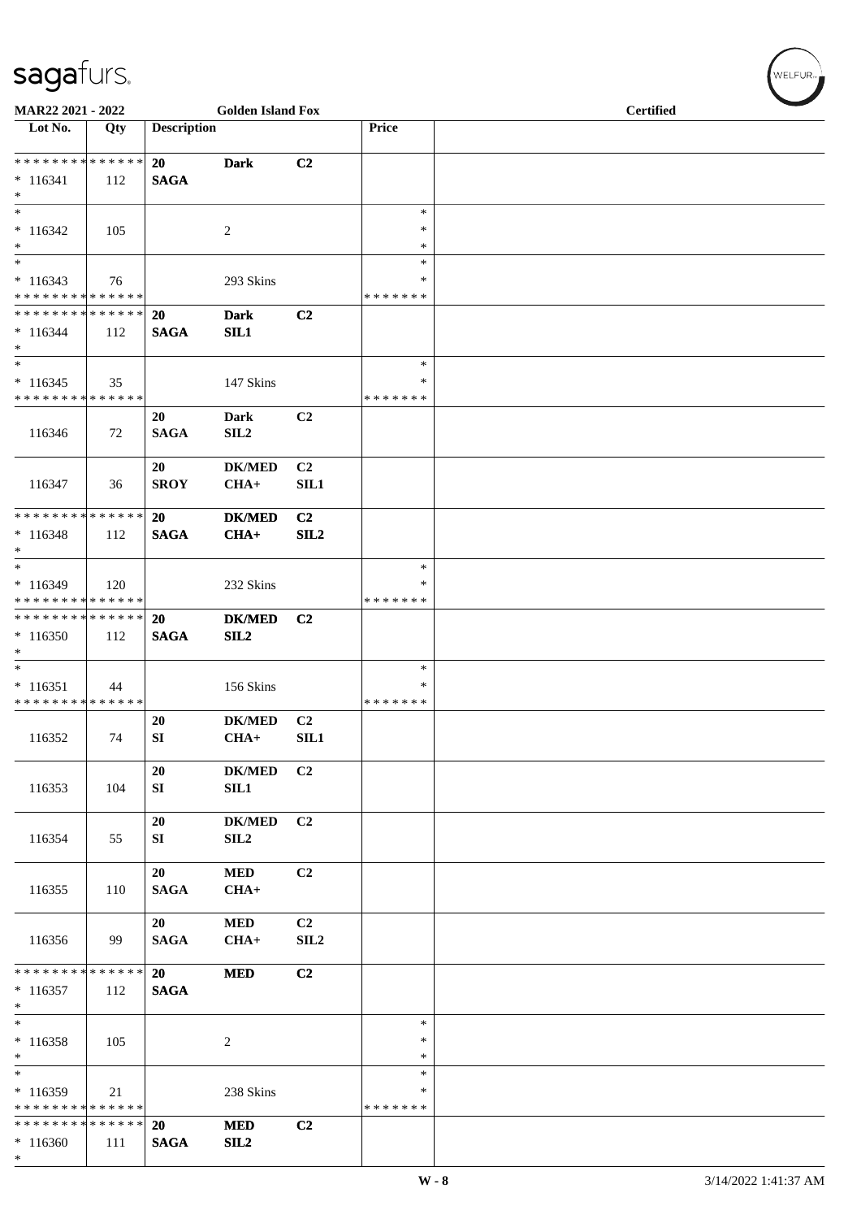**MAR22 2021 - 2022** **Golden Island Fox** **Certified**

| Lot No. | Qty | Description | | | Price | |
|---|---|---|---|---|---|---|
| * * * * * * * * * * * * * * | | 20 | Dark | C2 | | |
| * 116341 | 112 | SAGA | | | | |
| * | | | | | | |
| * | | | | | * | |
| * 116342 | 105 | | 2 | | * | |
| * | | | | | * | |
| * | | | | | * | |
| * 116343 | 76 | | 293 Skins | | * | |
| * * * * * * * * * * * * * * | | | | | * * * * * * * | |
| * * * * * * * * * * * * * * | | 20 | Dark | C2 | | |
| * 116344 | 112 | SAGA | SIL1 | | | |
| * | | | | | | |
| * | | | | | * | |
| * 116345 | 35 | | 147 Skins | | * | |
| * * * * * * * * * * * * * * | | | | | * * * * * * * | |
| 116346 | 72 | 20 SAGA | Dark SIL2 | C2 | | |
| 116347 | 36 | 20 SROY | DK/MED CHA+ | C2 SIL1 | | |
| * * * * * * * * * * * * * * | | 20 | DK/MED | C2 | | |
| * 116348 | 112 | SAGA | CHA+ | SIL2 | | |
| * | | | | | | |
| * | | | | | * | |
| * 116349 | 120 | | 232 Skins | | * | |
| * * * * * * * * * * * * * * | | | | | * * * * * * * | |
| * * * * * * * * * * * * * * | | 20 | DK/MED | C2 | | |
| * 116350 | 112 | SAGA | SIL2 | | | |
| * | | | | | | |
| * | | | | | * | |
| * 116351 | 44 | | 156 Skins | | * | |
| * * * * * * * * * * * * * * | | | | | * * * * * * * | |
| 116352 | 74 | 20 SI | DK/MED CHA+ | C2 SIL1 | | |
| 116353 | 104 | 20 SI | DK/MED SIL1 | C2 | | |
| 116354 | 55 | 20 SI | DK/MED SIL2 | C2 | | |
| 116355 | 110 | 20 SAGA | MED CHA+ | C2 | | |
| 116356 | 99 | 20 SAGA | MED CHA+ | C2 SIL2 | | |
| * * * * * * * * * * * * * * | | 20 | MED | C2 | | |
| * 116357 | 112 | SAGA | | | | |
| * | | | | | | |
| * | | | | | * | |
| * 116358 | 105 | | 2 | | * | |
| * | | | | | * | |
| * | | | | | * | |
| * 116359 | 21 | | 238 Skins | | * | |
| * * * * * * * * * * * * * * | | | | | * * * * * * * | |
| * * * * * * * * * * * * * * | | 20 | MED | C2 | | |
| * 116360 | 111 | SAGA | SIL2 | | | |
| * | | | | | | |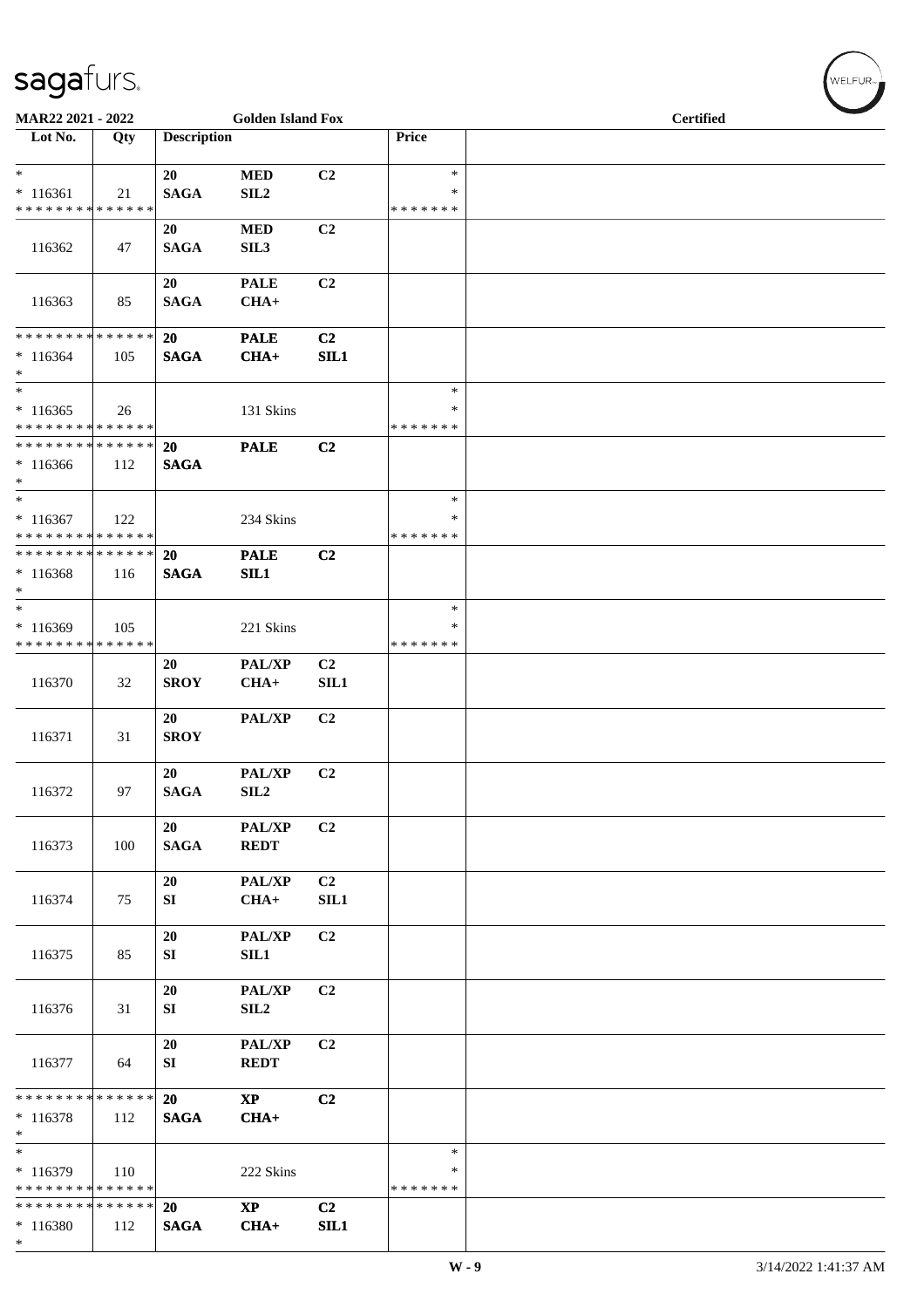MAR22 2021 - 2022 | Golden Island Fox | Certified

| Lot No. | Qty | Description | | | Price | |
|---|---|---|---|---|---|---|
| * | | 20 | MED | C2 | * | |
| * 116361 | 21 | SAGA | SIL2 | | * | |
| * * * * * * * * * * * * * * | | | | | * * * * * * * | |
| 116362 | 47 | 20 SAGA | MED SIL3 | C2 | | |
| 116363 | 85 | 20 SAGA | PALE CHA+ | C2 | | |
| * * * * * * * * * * * * * * | | 20 | PALE | C2 | | |
| * 116364 | 105 | SAGA | CHA+ | SIL1 | | |
| * | | | | | | |
| * | | | | | * | |
| * 116365 | 26 | | 131 Skins | | * | |
| * * * * * * * * * * * * * * | | | | | * * * * * * * | |
| * * * * * * * * * * * * * * | | 20 | PALE | C2 | | |
| * 116366 | 112 | SAGA | | | | |
| * | | | | | | |
| * | | | | | * | |
| * 116367 | 122 | | 234 Skins | | * | |
| * * * * * * * * * * * * * * | | | | | * * * * * * * | |
| * * * * * * * * * * * * * * | | 20 | PALE | C2 | | |
| * 116368 | 116 | SAGA | SIL1 | | | |
| * | | | | | | |
| * | | | | | * | |
| * 116369 | 105 | | 221 Skins | | * | |
| * * * * * * * * * * * * * * | | | | | * * * * * * * | |
| 116370 | 32 | 20 SROY | PAL/XP CHA+ | C2 SIL1 | | |
| 116371 | 31 | 20 SROY | PAL/XP | C2 | | |
| 116372 | 97 | 20 SAGA | PAL/XP SIL2 | C2 | | |
| 116373 | 100 | 20 SAGA | PAL/XP REDT | C2 | | |
| 116374 | 75 | 20 SI | PAL/XP CHA+ | C2 SIL1 | | |
| 116375 | 85 | 20 SI | PAL/XP SIL1 | C2 | | |
| 116376 | 31 | 20 SI | PAL/XP SIL2 | C2 | | |
| 116377 | 64 | 20 SI | PAL/XP REDT | C2 | | |
| * * * * * * * * * * * * * * | | 20 | XP | C2 | | |
| * 116378 | 112 | SAGA | CHA+ | | | |
| * | | | | | | |
| * | | | | | * | |
| * 116379 | 110 | | 222 Skins | | * | |
| * * * * * * * * * * * * * * | | | | | * * * * * * * | |
| * * * * * * * * * * * * * * | | 20 | XP | C2 | | |
| * 116380 | 112 | SAGA | CHA+ | SIL1 | | |
| * | | | | | | |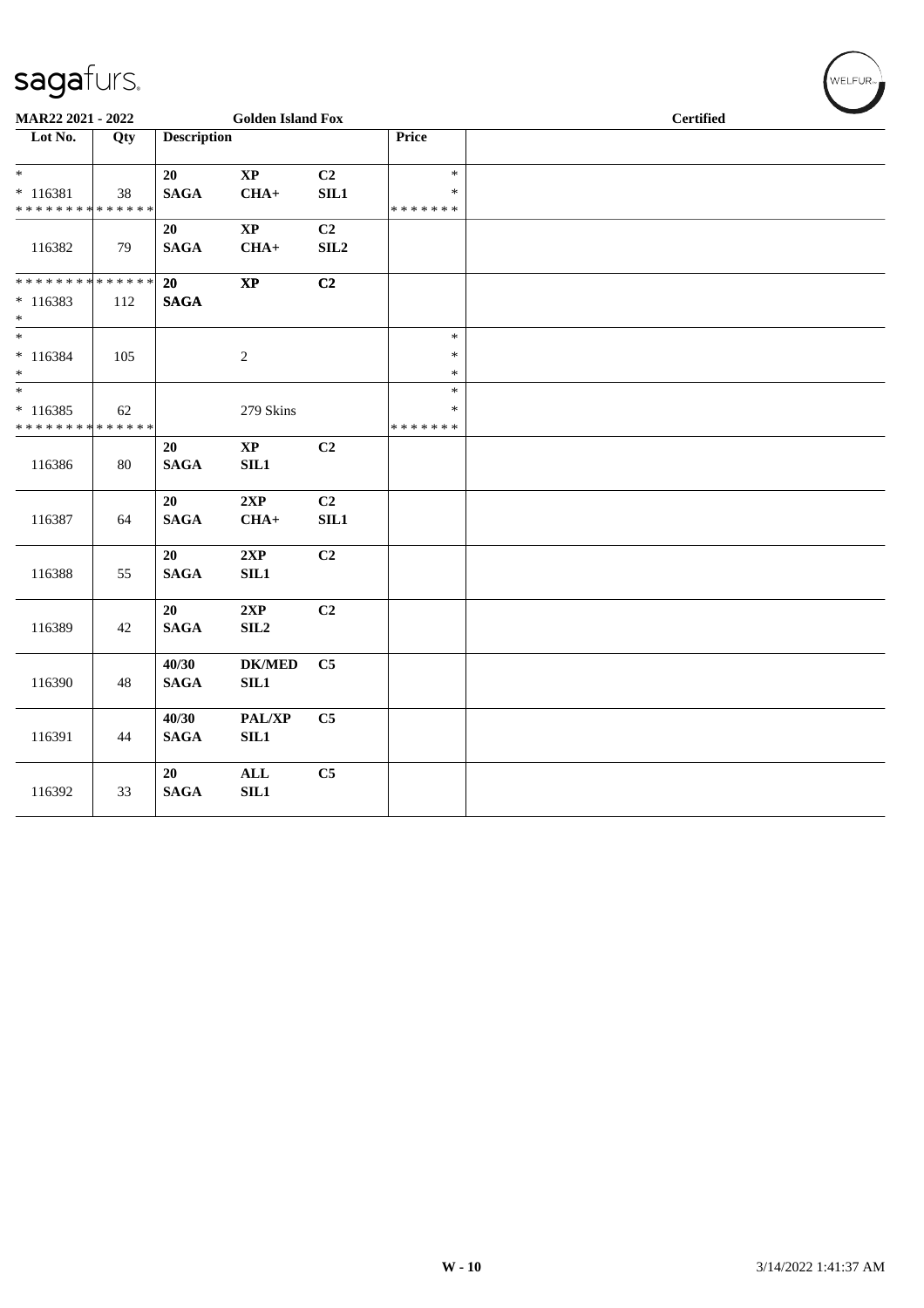MAR22 2021 - 2022 | Golden Island Fox | Certified

| Lot No. | Qty | Description | | | Price | |
|---|---|---|---|---|---|---|
| * <br> * 116381 <br> * * * * * * * * * * * * * * | 38 | 20 <br> SAGA | XP <br> CHA+ | C2 <br> SIL1 | * <br> * <br> * * * * * * * | |
| 116382 | 79 | 20 <br> SAGA | XP <br> CHA+ | C2 <br> SIL2 | | |
| * * * * * * * * * * * * * * <br> * 116383 <br> * | 112 | 20 <br> SAGA | XP | C2 | | |
| * <br> * 116384 <br> * | 105 | | 2 | | * <br> * <br> * | |
| * <br> * 116385 <br> * * * * * * * * * * * * * * | 62 | | 279 Skins | | * <br> * <br> * * * * * * * | |
| 116386 | 80 | 20 <br> SAGA | XP <br> SIL1 | C2 | | |
| 116387 | 64 | 20 <br> SAGA | 2XP <br> CHA+ | C2 <br> SIL1 | | |
| 116388 | 55 | 20 <br> SAGA | 2XP <br> SIL1 | C2 | | |
| 116389 | 42 | 20 <br> SAGA | 2XP <br> SIL2 | C2 | | |
| 116390 | 48 | 40/30 <br> SAGA | DK/MED <br> SIL1 | C5 | | |
| 116391 | 44 | 40/30 <br> SAGA | PAL/XP <br> SIL1 | C5 | | |
| 116392 | 33 | 20 <br> SAGA | ALL <br> SIL1 | C5 | | |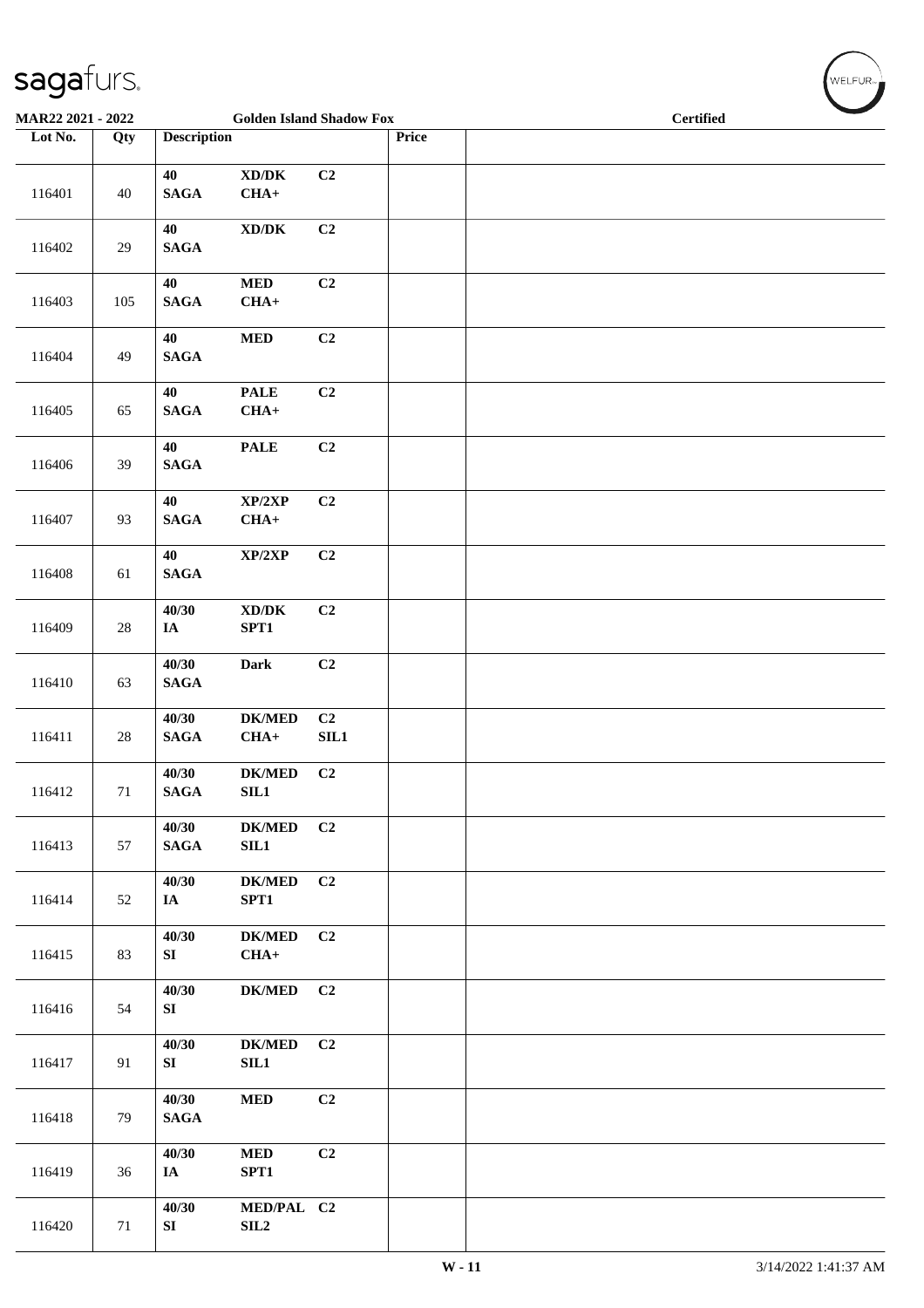MAR22 2021 - 2022 Golden Island Shadow Fox Certified

| Lot No. | Qty | Description | | | Price | |
|---|---|---|---|---|---|---|
| 116401 | 40 | 40 SAGA | XD/DK CHA+ | C2 | | |
| 116402 | 29 | 40 SAGA | XD/DK | C2 | | |
| 116403 | 105 | 40 SAGA | MED CHA+ | C2 | | |
| 116404 | 49 | 40 SAGA | MED | C2 | | |
| 116405 | 65 | 40 SAGA | PALE CHA+ | C2 | | |
| 116406 | 39 | 40 SAGA | PALE | C2 | | |
| 116407 | 93 | 40 SAGA | XP/2XP CHA+ | C2 | | |
| 116408 | 61 | 40 SAGA | XP/2XP | C2 | | |
| 116409 | 28 | 40/30 IA | XD/DK SPT1 | C2 | | |
| 116410 | 63 | 40/30 SAGA | Dark | C2 | | |
| 116411 | 28 | 40/30 SAGA | DK/MED CHA+ | C2 SIL1 | | |
| 116412 | 71 | 40/30 SAGA | DK/MED SIL1 | C2 | | |
| 116413 | 57 | 40/30 SAGA | DK/MED SIL1 | C2 | | |
| 116414 | 52 | 40/30 IA | DK/MED SPT1 | C2 | | |
| 116415 | 83 | 40/30 SI | DK/MED CHA+ | C2 | | |
| 116416 | 54 | 40/30 SI | DK/MED | C2 | | |
| 116417 | 91 | 40/30 SI | DK/MED SIL1 | C2 | | |
| 116418 | 79 | 40/30 SAGA | MED | C2 | | |
| 116419 | 36 | 40/30 IA | MED SPT1 | C2 | | |
| 116420 | 71 | 40/30 SI | MED/PAL SIL2 | C2 | | |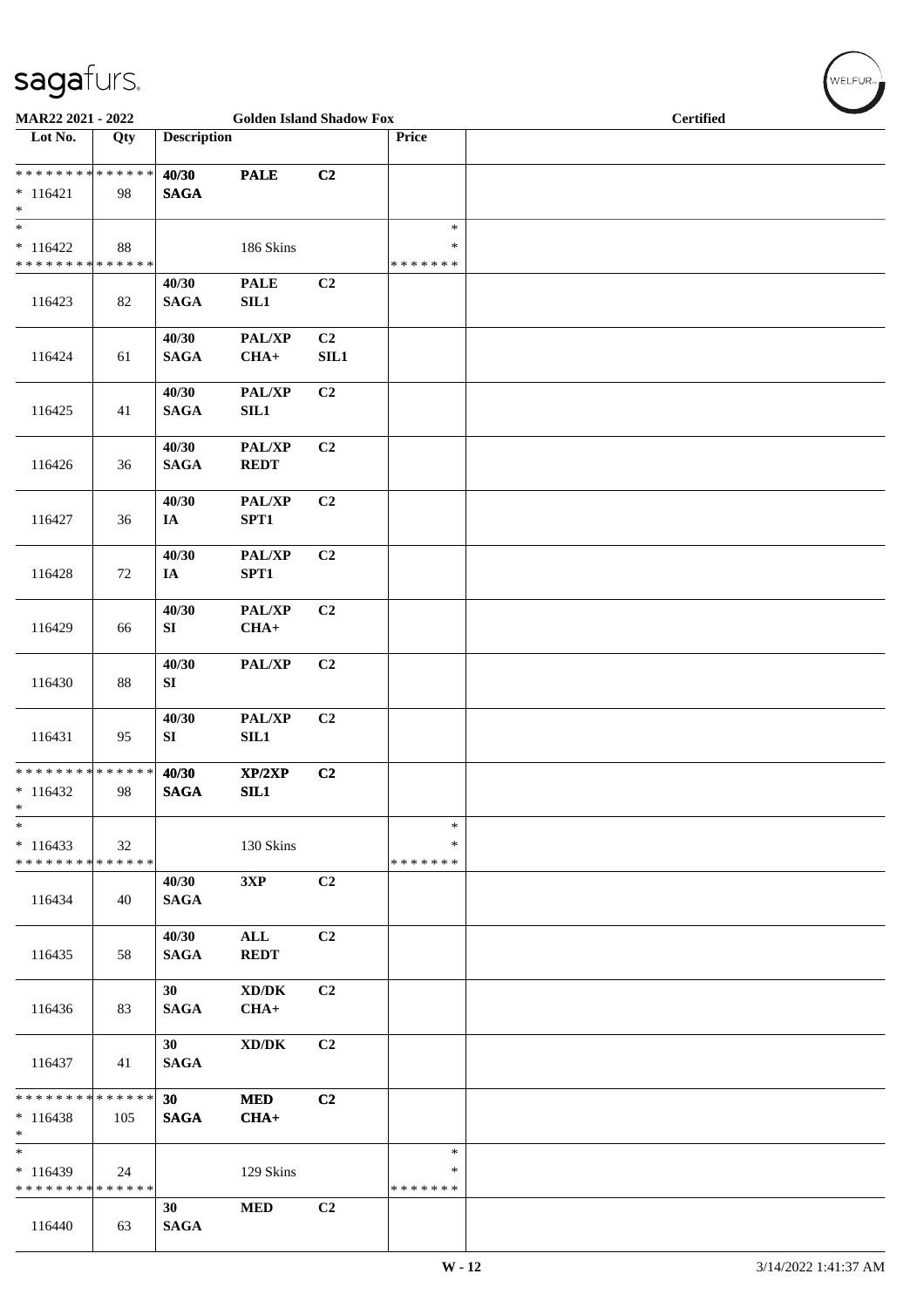# sagafurs.

MAR22 2021 - 2022 | Golden Island Shadow Fox | Certified

| Lot No. | Qty | Description | | | Price | |
|---|---|---|---|---|---|---|
| * * * * * * * * * * * * * * | | 40/30 | PALE | C2 | | |
| * 116421 | 98 | SAGA | | | | |
| * | | | | | | |
| * | | | | | * | |
| * 116422 | 88 | | 186 Skins | | * | |
| * * * * * * * * * * * * * * | | | | | * * * * * * * | |
| 116423 | 82 | 40/30 SAGA | PALE SIL1 | C2 | | |
| 116424 | 61 | 40/30 SAGA | PAL/XP CHA+ | C2 SIL1 | | |
| 116425 | 41 | 40/30 SAGA | PAL/XP SIL1 | C2 | | |
| 116426 | 36 | 40/30 SAGA | PAL/XP REDT | C2 | | |
| 116427 | 36 | 40/30 IA | PAL/XP SPT1 | C2 | | |
| 116428 | 72 | 40/30 IA | PAL/XP SPT1 | C2 | | |
| 116429 | 66 | 40/30 SI | PAL/XP CHA+ | C2 | | |
| 116430 | 88 | 40/30 SI | PAL/XP | C2 | | |
| 116431 | 95 | 40/30 SI | PAL/XP SIL1 | C2 | | |
| * * * * * * * * * * * * * * | | 40/30 | XP/2XP | C2 | | |
| * 116432 | 98 | SAGA | SIL1 | | | |
| * | | | | | | |
| * | | | | | * | |
| * 116433 | 32 | | 130 Skins | | * | |
| * * * * * * * * * * * * * * | | | | | * * * * * * * | |
| 116434 | 40 | 40/30 SAGA | 3XP | C2 | | |
| 116435 | 58 | 40/30 SAGA | ALL REDT | C2 | | |
| 116436 | 83 | 30 SAGA | XD/DK CHA+ | C2 | | |
| 116437 | 41 | 30 SAGA | XD/DK | C2 | | |
| * * * * * * * * * * * * * * | | 30 | MED | C2 | | |
| * 116438 | 105 | SAGA | CHA+ | | | |
| * | | | | | | |
| * | | | | | * | |
| * 116439 | 24 | | 129 Skins | | * | |
| * * * * * * * * * * * * * * | | | | | * * * * * * * | |
| 116440 | 63 | 30 SAGA | MED | C2 | | |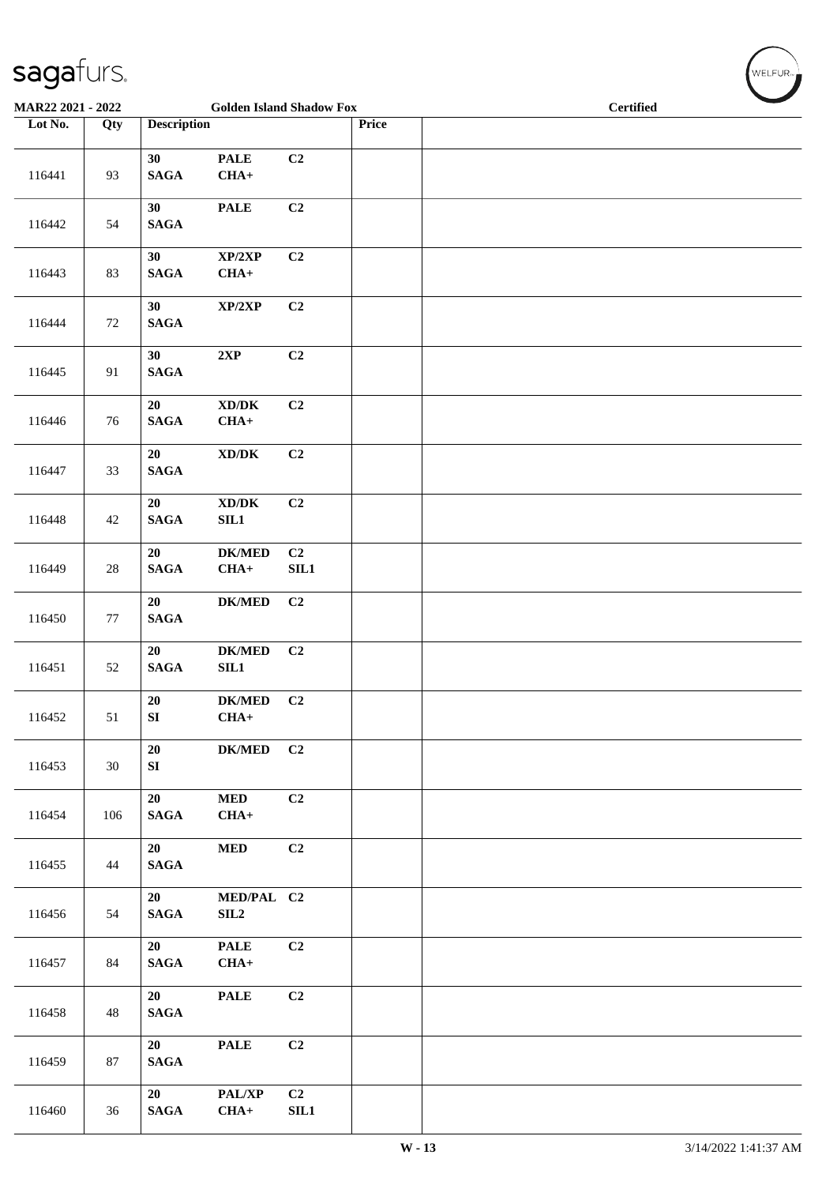**MAR22 2021 - 2022** | **Golden Island Shadow Fox** | **Certified**

| Lot No. | Qty | Description | | | Price | |
|---|---|---|---|---|---|---|
| 116441 | 93 | 30 SAGA | PALE CHA+ | C2 | | |
| 116442 | 54 | 30 SAGA | PALE | C2 | | |
| 116443 | 83 | 30 SAGA | XP/2XP CHA+ | C2 | | |
| 116444 | 72 | 30 SAGA | XP/2XP | C2 | | |
| 116445 | 91 | 30 SAGA | 2XP | C2 | | |
| 116446 | 76 | 20 SAGA | XD/DK CHA+ | C2 | | |
| 116447 | 33 | 20 SAGA | XD/DK | C2 | | |
| 116448 | 42 | 20 SAGA | XD/DK SIL1 | C2 | | |
| 116449 | 28 | 20 SAGA | DK/MED CHA+ | C2 SIL1 | | |
| 116450 | 77 | 20 SAGA | DK/MED | C2 | | |
| 116451 | 52 | 20 SAGA | DK/MED SIL1 | C2 | | |
| 116452 | 51 | 20 SI | DK/MED CHA+ | C2 | | |
| 116453 | 30 | 20 SI | DK/MED | C2 | | |
| 116454 | 106 | 20 SAGA | MED CHA+ | C2 | | |
| 116455 | 44 | 20 SAGA | MED | C2 | | |
| 116456 | 54 | 20 SAGA | MED/PAL SIL2 | C2 | | |
| 116457 | 84 | 20 SAGA | PALE CHA+ | C2 | | |
| 116458 | 48 | 20 SAGA | PALE | C2 | | |
| 116459 | 87 | 20 SAGA | PALE | C2 | | |
| 116460 | 36 | 20 SAGA | PAL/XP CHA+ | C2 SIL1 | | |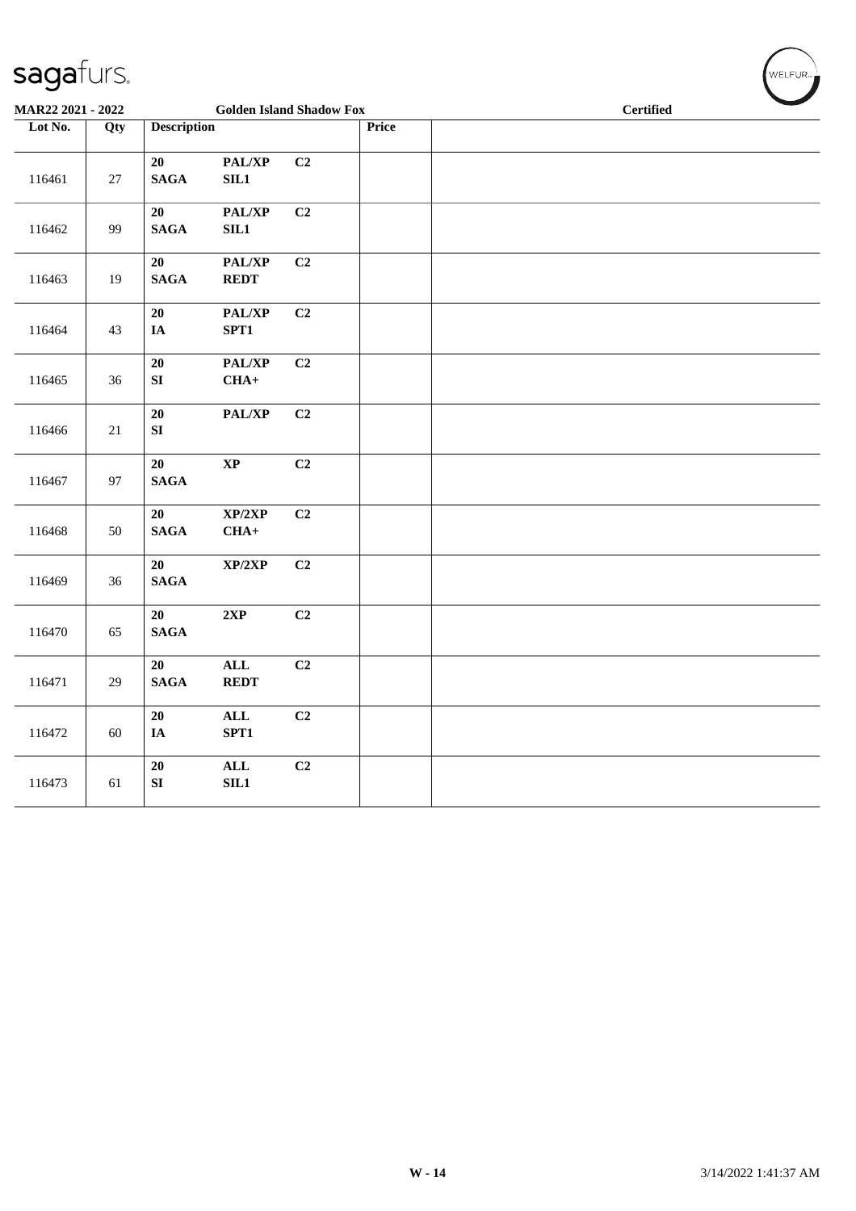**MAR22 2021 - 2022** **Golden Island Shadow Fox** **Certified**

| Lot No. | Qty | Description | | | Price | |
|---|---|---|---|---|---|---|
| 116461 | 27 | 20 SAGA | PAL/XP SIL1 | C2 | | |
| 116462 | 99 | 20 SAGA | PAL/XP SIL1 | C2 | | |
| 116463 | 19 | 20 SAGA | PAL/XP REDT | C2 | | |
| 116464 | 43 | 20 IA | PAL/XP SPT1 | C2 | | |
| 116465 | 36 | 20 SI | PAL/XP CHA+ | C2 | | |
| 116466 | 21 | 20 SI | PAL/XP | C2 | | |
| 116467 | 97 | 20 SAGA | XP | C2 | | |
| 116468 | 50 | 20 SAGA | XP/2XP CHA+ | C2 | | |
| 116469 | 36 | 20 SAGA | XP/2XP | C2 | | |
| 116470 | 65 | 20 SAGA | 2XP | C2 | | |
| 116471 | 29 | 20 SAGA | ALL REDT | C2 | | |
| 116472 | 60 | 20 IA | ALL SPT1 | C2 | | |
| 116473 | 61 | 20 SI | ALL SIL1 | C2 | | |

3/14/2022 1:41:37 AM